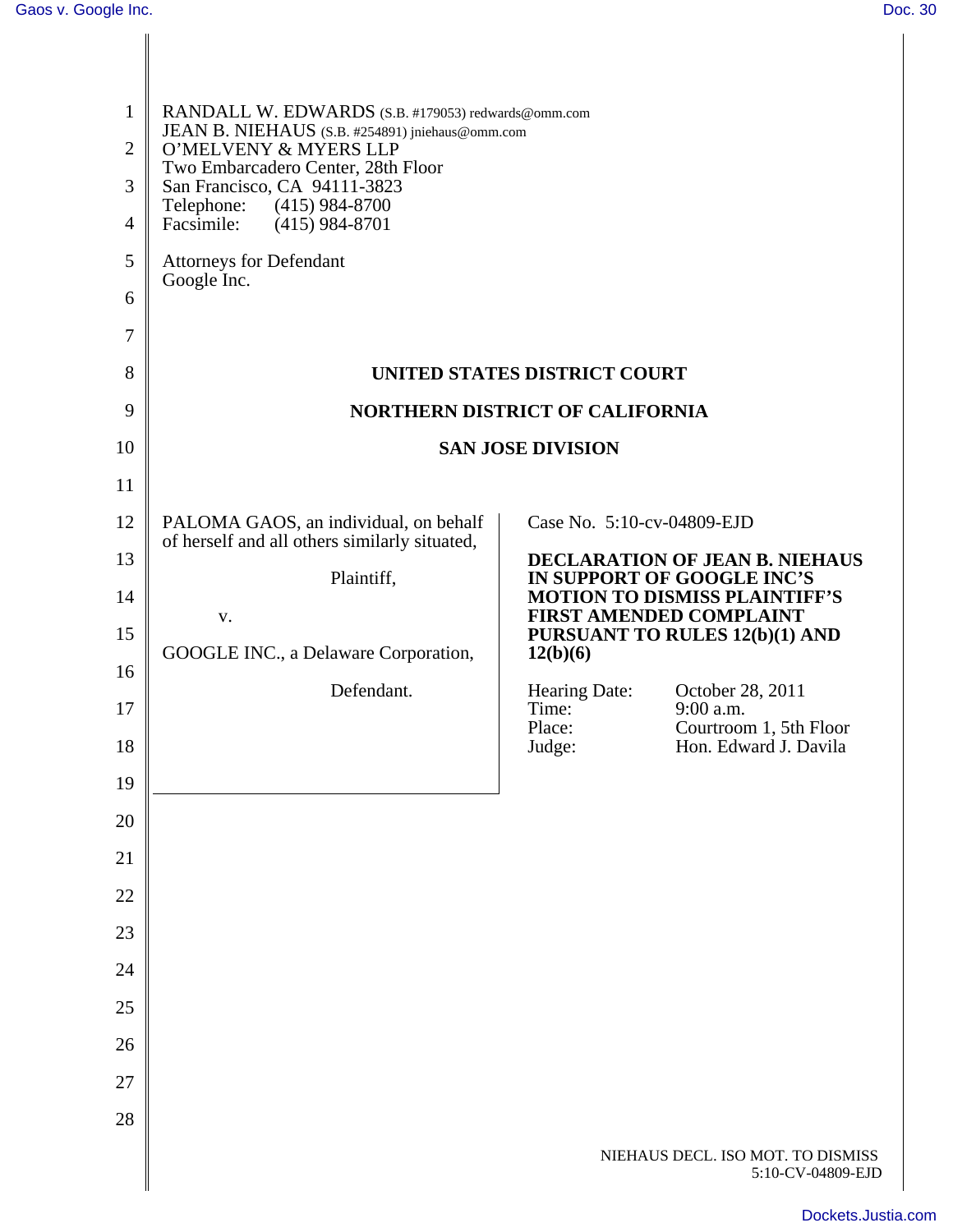RANDALL W. EDWARDS (S.B. #179053) redwards@omm.com
JEAN B. NIEHAUS (S.B. #254891) jniehaus@omm.com
O'MELVENY & MYERS LLP
Two Embarcadero Center, 28th Floor
San Francisco, CA 94111-3823
Telephone: (415) 984-8700
Facsimile: (415) 984-8701

Attorneys for Defendant
Google Inc.

**UNITED STATES DISTRICT COURT**

**NORTHERN DISTRICT OF CALIFORNIA**

**SAN JOSE DIVISION**

PALOMA GAOS, an individual, on behalf of herself and all others similarly situated,

Plaintiff,

v.

GOOGLE INC., a Delaware Corporation,

Defendant.

Case No. 5:10-cv-04809-EJD

**DECLARATION OF JEAN B. NIEHAUS IN SUPPORT OF GOOGLE INC'S MOTION TO DISMISS PLAINTIFF'S FIRST AMENDED COMPLAINT PURSUANT TO RULES 12(b)(1) AND 12(b)(6)**

Hearing Date: October 28, 2011
Time: 9:00 a.m.
Place: Courtroom 1, 5th Floor
Judge: Hon. Edward J. Davila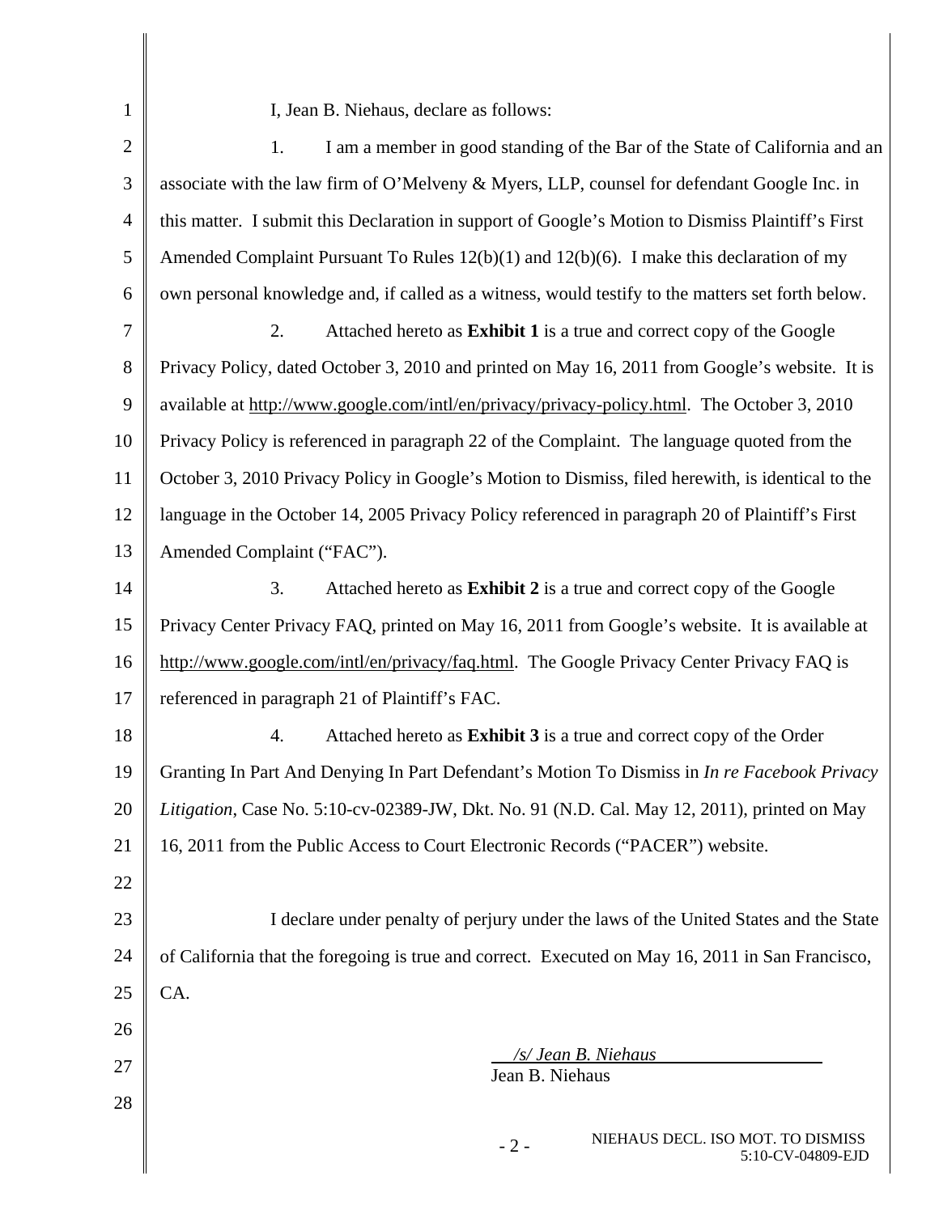I, Jean B. Niehaus, declare as follows:

1. I am a member in good standing of the Bar of the State of California and an associate with the law firm of O'Melveny & Myers, LLP, counsel for defendant Google Inc. in this matter. I submit this Declaration in support of Google's Motion to Dismiss Plaintiff's First Amended Complaint Pursuant To Rules 12(b)(1) and 12(b)(6). I make this declaration of my own personal knowledge and, if called as a witness, would testify to the matters set forth below.

2. Attached hereto as **Exhibit 1** is a true and correct copy of the Google Privacy Policy, dated October 3, 2010 and printed on May 16, 2011 from Google's website. It is available at http://www.google.com/intl/en/privacy/privacy-policy.html. The October 3, 2010 Privacy Policy is referenced in paragraph 22 of the Complaint. The language quoted from the October 3, 2010 Privacy Policy in Google's Motion to Dismiss, filed herewith, is identical to the language in the October 14, 2005 Privacy Policy referenced in paragraph 20 of Plaintiff's First Amended Complaint ("FAC").

3. Attached hereto as **Exhibit 2** is a true and correct copy of the Google Privacy Center Privacy FAQ, printed on May 16, 2011 from Google's website. It is available at http://www.google.com/intl/en/privacy/faq.html. The Google Privacy Center Privacy FAQ is referenced in paragraph 21 of Plaintiff's FAC.

4. Attached hereto as **Exhibit 3** is a true and correct copy of the Order Granting In Part And Denying In Part Defendant's Motion To Dismiss in *In re Facebook Privacy Litigation*, Case No. 5:10-cv-02389-JW, Dkt. No. 91 (N.D. Cal. May 12, 2011), printed on May 16, 2011 from the Public Access to Court Electronic Records ("PACER") website.

I declare under penalty of perjury under the laws of the United States and the State of California that the foregoing is true and correct. Executed on May 16, 2011 in San Francisco, CA.

*/s/ Jean B. Niehaus*
Jean B. Niehaus